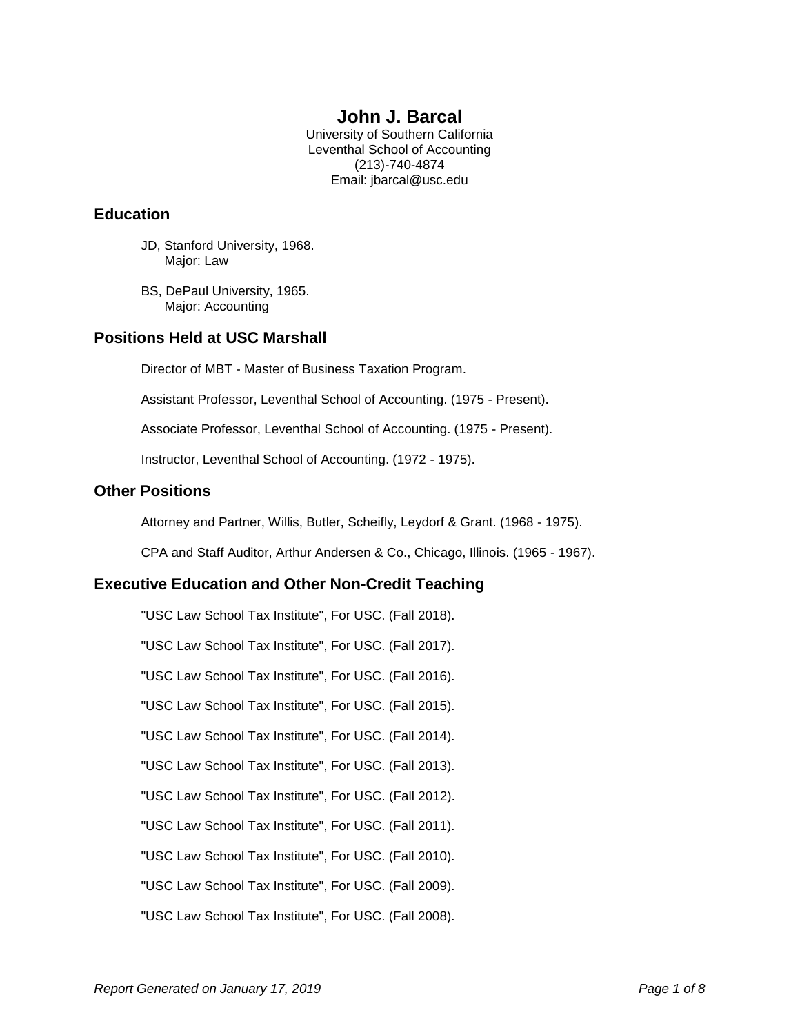# John J. Barcal

University of Southern California
Leventhal School of Accounting
(213)-740-4874
Email: jbarcal@usc.edu

## Education

JD, Stanford University, 1968.
Major: Law

BS, DePaul University, 1965.
Major: Accounting

## Positions Held at USC Marshall

Director of MBT - Master of Business Taxation Program.

Assistant Professor, Leventhal School of Accounting. (1975 - Present).

Associate Professor, Leventhal School of Accounting. (1975 - Present).

Instructor, Leventhal School of Accounting. (1972 - 1975).

## Other Positions

Attorney and Partner, Willis, Butler, Scheifly, Leydorf & Grant. (1968 - 1975).

CPA and Staff Auditor, Arthur Andersen & Co., Chicago, Illinois. (1965 - 1967).

## Executive Education and Other Non-Credit Teaching

"USC Law School Tax Institute", For USC. (Fall 2018).

"USC Law School Tax Institute", For USC. (Fall 2017).

"USC Law School Tax Institute", For USC. (Fall 2016).

"USC Law School Tax Institute", For USC. (Fall 2015).

"USC Law School Tax Institute", For USC. (Fall 2014).

"USC Law School Tax Institute", For USC. (Fall 2013).

"USC Law School Tax Institute", For USC. (Fall 2012).

"USC Law School Tax Institute", For USC. (Fall 2011).

"USC Law School Tax Institute", For USC. (Fall 2010).

"USC Law School Tax Institute", For USC. (Fall 2009).

"USC Law School Tax Institute", For USC. (Fall 2008).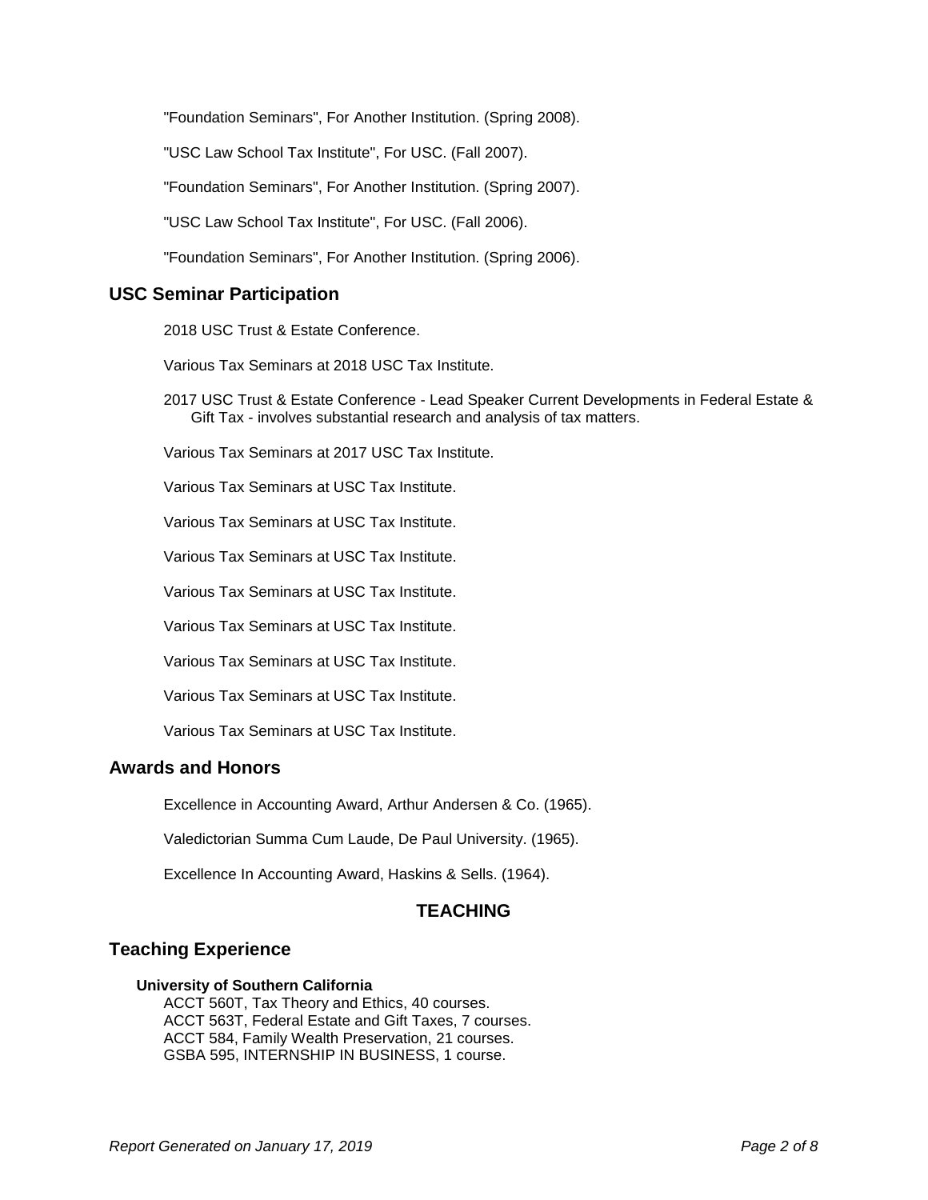"Foundation Seminars", For Another Institution. (Spring 2008).

"USC Law School Tax Institute", For USC. (Fall 2007).

"Foundation Seminars", For Another Institution. (Spring 2007).

"USC Law School Tax Institute", For USC. (Fall 2006).

"Foundation Seminars", For Another Institution. (Spring 2006).

## USC Seminar Participation

2018 USC Trust & Estate Conference.

Various Tax Seminars at 2018 USC Tax Institute.

2017 USC Trust & Estate Conference - Lead Speaker Current Developments in Federal Estate & Gift Tax - involves substantial research and analysis of tax matters.

Various Tax Seminars at 2017 USC Tax Institute.

Various Tax Seminars at USC Tax Institute.

Various Tax Seminars at USC Tax Institute.

Various Tax Seminars at USC Tax Institute.

Various Tax Seminars at USC Tax Institute.

Various Tax Seminars at USC Tax Institute.

Various Tax Seminars at USC Tax Institute.

Various Tax Seminars at USC Tax Institute.

Various Tax Seminars at USC Tax Institute.

## Awards and Honors

Excellence in Accounting Award, Arthur Andersen & Co. (1965).

Valedictorian Summa Cum Laude, De Paul University. (1965).

Excellence In Accounting Award, Haskins & Sells. (1964).

# TEACHING

## Teaching Experience

**University of Southern California**

ACCT 560T, Tax Theory and Ethics, 40 courses.
ACCT 563T, Federal Estate and Gift Taxes, 7 courses.
ACCT 584, Family Wealth Preservation, 21 courses.
GSBA 595, INTERNSHIP IN BUSINESS, 1 course.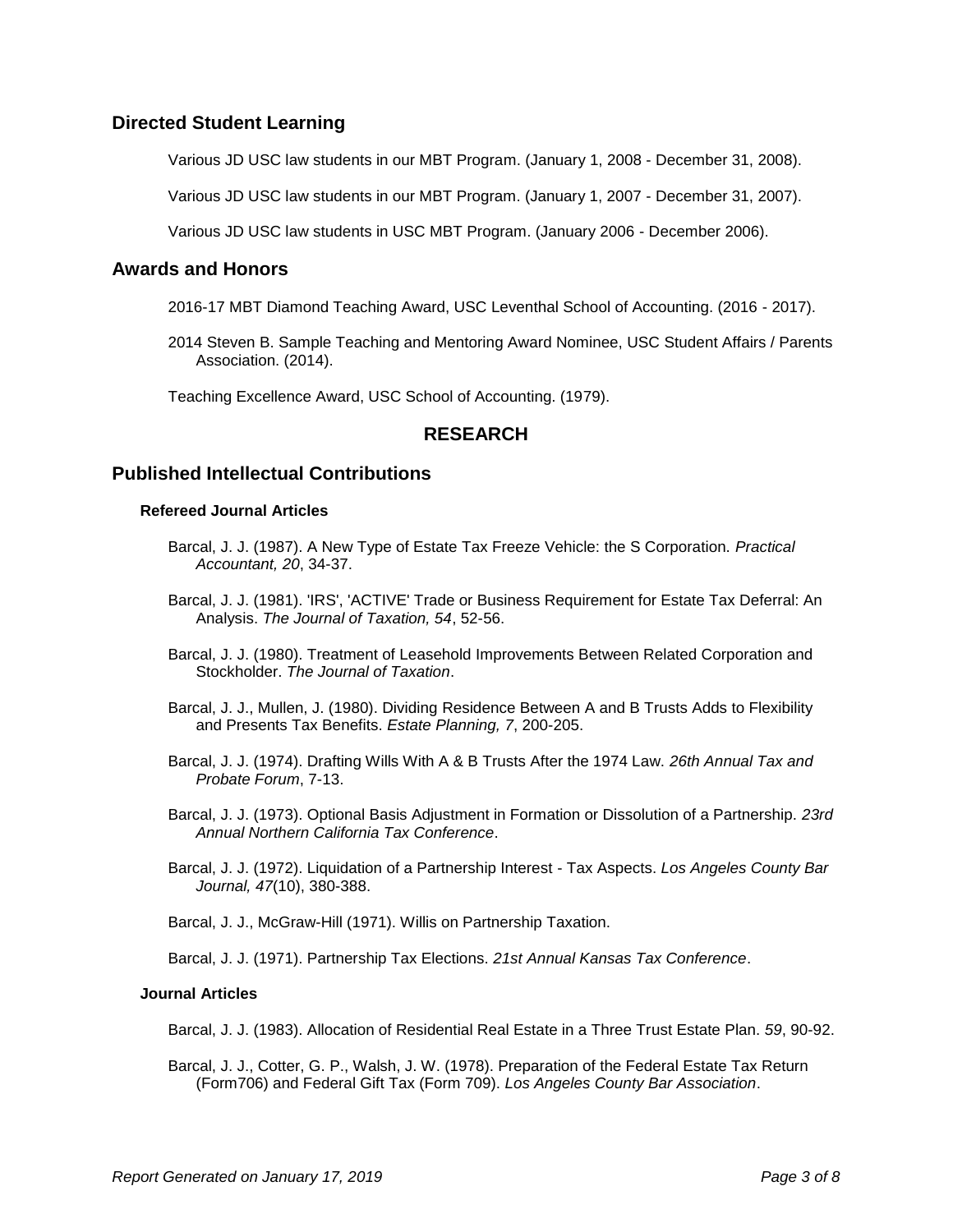## Directed Student Learning

Various JD USC law students in our MBT Program. (January 1, 2008 - December 31, 2008).

Various JD USC law students in our MBT Program. (January 1, 2007 - December 31, 2007).

Various JD USC law students in USC MBT Program. (January 2006 - December 2006).

## Awards and Honors

2016-17 MBT Diamond Teaching Award, USC Leventhal School of Accounting. (2016 - 2017).

2014 Steven B. Sample Teaching and Mentoring Award Nominee, USC Student Affairs / Parents Association. (2014).

Teaching Excellence Award, USC School of Accounting. (1979).

# RESEARCH

## Published Intellectual Contributions

### Refereed Journal Articles

Barcal, J. J. (1987). A New Type of Estate Tax Freeze Vehicle: the S Corporation. *Practical Accountant, 20*, 34-37.

Barcal, J. J. (1981). 'IRS', 'ACTIVE' Trade or Business Requirement for Estate Tax Deferral: An Analysis. *The Journal of Taxation, 54*, 52-56.

Barcal, J. J. (1980). Treatment of Leasehold Improvements Between Related Corporation and Stockholder. *The Journal of Taxation*.

Barcal, J. J., Mullen, J. (1980). Dividing Residence Between A and B Trusts Adds to Flexibility and Presents Tax Benefits. *Estate Planning, 7*, 200-205.

Barcal, J. J. (1974). Drafting Wills With A & B Trusts After the 1974 Law. *26th Annual Tax and Probate Forum*, 7-13.

Barcal, J. J. (1973). Optional Basis Adjustment in Formation or Dissolution of a Partnership. *23rd Annual Northern California Tax Conference*.

Barcal, J. J. (1972). Liquidation of a Partnership Interest - Tax Aspects. *Los Angeles County Bar Journal, 47*(10), 380-388.

Barcal, J. J., McGraw-Hill (1971). Willis on Partnership Taxation.

Barcal, J. J. (1971). Partnership Tax Elections. *21st Annual Kansas Tax Conference*.

### Journal Articles

Barcal, J. J. (1983). Allocation of Residential Real Estate in a Three Trust Estate Plan. *59*, 90-92.

Barcal, J. J., Cotter, G. P., Walsh, J. W. (1978). Preparation of the Federal Estate Tax Return (Form706) and Federal Gift Tax (Form 709). *Los Angeles County Bar Association*.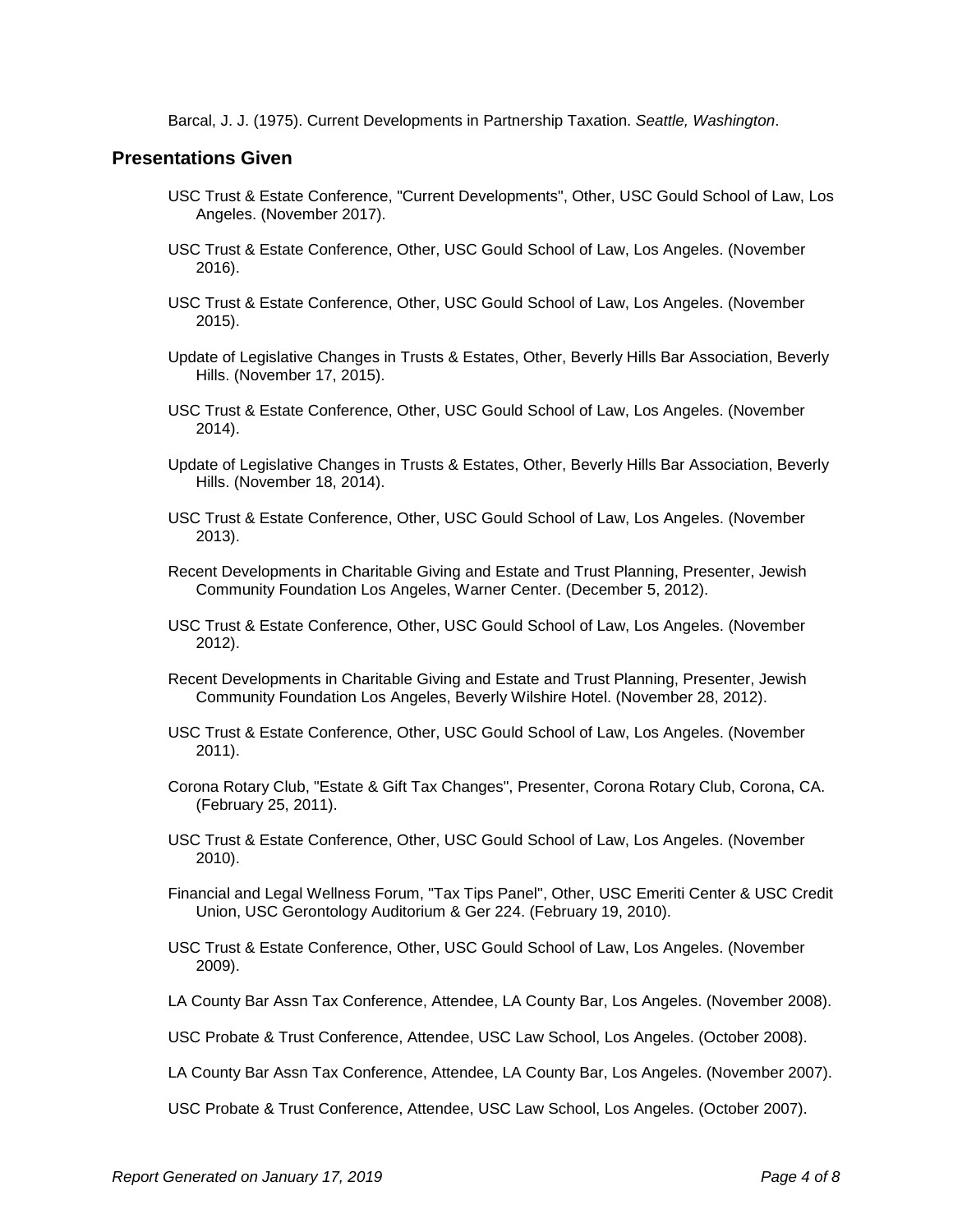Barcal, J. J. (1975). Current Developments in Partnership Taxation. *Seattle, Washington*.

## Presentations Given

USC Trust & Estate Conference, "Current Developments", Other, USC Gould School of Law, Los Angeles. (November 2017).

USC Trust & Estate Conference, Other, USC Gould School of Law, Los Angeles. (November 2016).

USC Trust & Estate Conference, Other, USC Gould School of Law, Los Angeles. (November 2015).

Update of Legislative Changes in Trusts & Estates, Other, Beverly Hills Bar Association, Beverly Hills. (November 17, 2015).

USC Trust & Estate Conference, Other, USC Gould School of Law, Los Angeles. (November 2014).

Update of Legislative Changes in Trusts & Estates, Other, Beverly Hills Bar Association, Beverly Hills. (November 18, 2014).

USC Trust & Estate Conference, Other, USC Gould School of Law, Los Angeles. (November 2013).

Recent Developments in Charitable Giving and Estate and Trust Planning, Presenter, Jewish Community Foundation Los Angeles, Warner Center. (December 5, 2012).

USC Trust & Estate Conference, Other, USC Gould School of Law, Los Angeles. (November 2012).

Recent Developments in Charitable Giving and Estate and Trust Planning, Presenter, Jewish Community Foundation Los Angeles, Beverly Wilshire Hotel. (November 28, 2012).

USC Trust & Estate Conference, Other, USC Gould School of Law, Los Angeles. (November 2011).

Corona Rotary Club, "Estate & Gift Tax Changes", Presenter, Corona Rotary Club, Corona, CA. (February 25, 2011).

USC Trust & Estate Conference, Other, USC Gould School of Law, Los Angeles. (November 2010).

Financial and Legal Wellness Forum, "Tax Tips Panel", Other, USC Emeriti Center & USC Credit Union, USC Gerontology Auditorium & Ger 224. (February 19, 2010).

USC Trust & Estate Conference, Other, USC Gould School of Law, Los Angeles. (November 2009).

LA County Bar Assn Tax Conference, Attendee, LA County Bar, Los Angeles. (November 2008).

USC Probate & Trust Conference, Attendee, USC Law School, Los Angeles. (October 2008).

LA County Bar Assn Tax Conference, Attendee, LA County Bar, Los Angeles. (November 2007).

USC Probate & Trust Conference, Attendee, USC Law School, Los Angeles. (October 2007).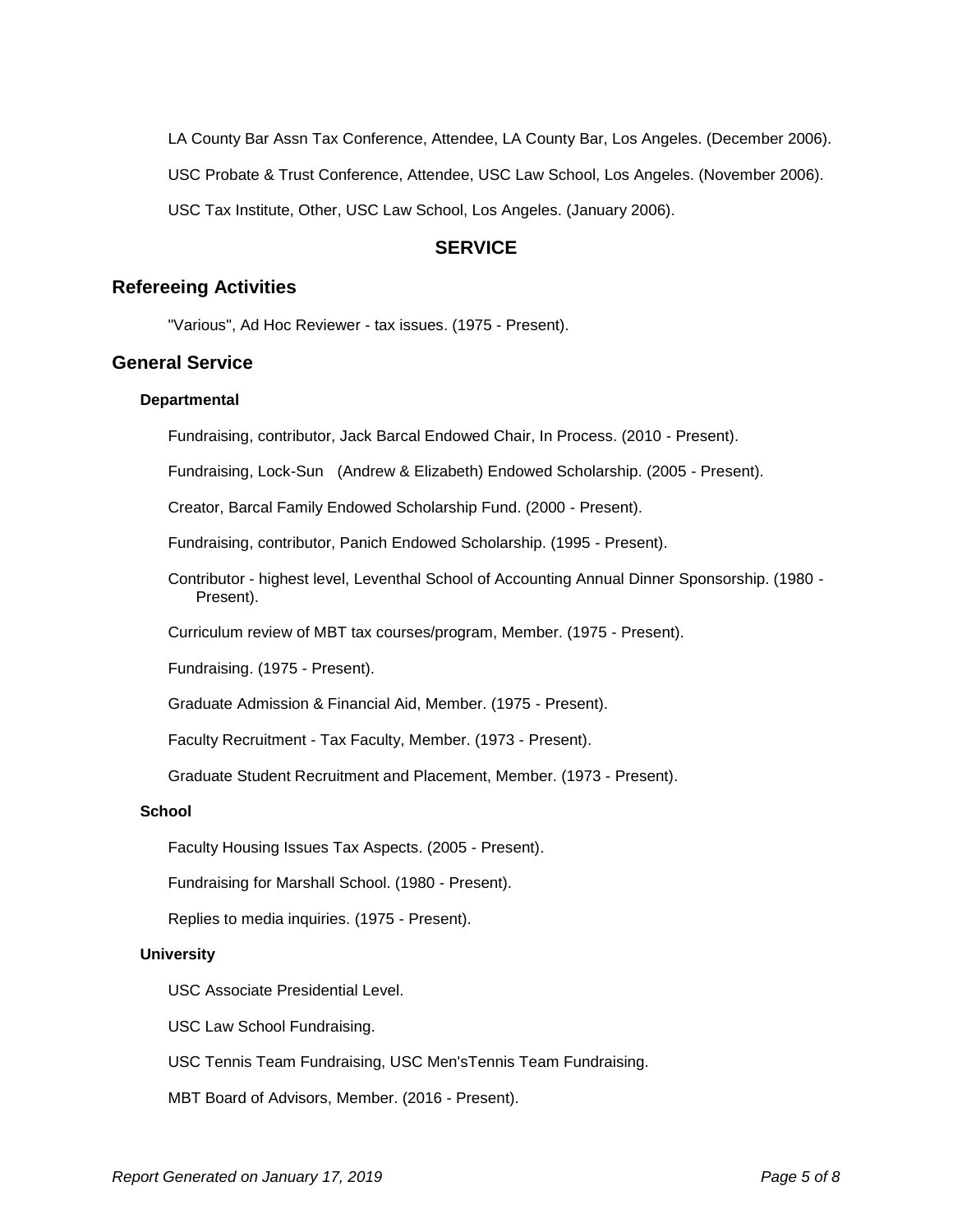LA County Bar Assn Tax Conference, Attendee, LA County Bar, Los Angeles. (December 2006).

USC Probate & Trust Conference, Attendee, USC Law School, Los Angeles. (November 2006).

USC Tax Institute, Other, USC Law School, Los Angeles. (January 2006).

# SERVICE

## Refereeing Activities

"Various", Ad Hoc Reviewer - tax issues. (1975 - Present).

## General Service

### Departmental

Fundraising, contributor, Jack Barcal Endowed Chair, In Process. (2010 - Present).

Fundraising, Lock-Sun (Andrew & Elizabeth) Endowed Scholarship. (2005 - Present).

Creator, Barcal Family Endowed Scholarship Fund. (2000 - Present).

Fundraising, contributor, Panich Endowed Scholarship. (1995 - Present).

Contributor - highest level, Leventhal School of Accounting Annual Dinner Sponsorship. (1980 - Present).

Curriculum review of MBT tax courses/program, Member. (1975 - Present).

Fundraising. (1975 - Present).

Graduate Admission & Financial Aid, Member. (1975 - Present).

Faculty Recruitment - Tax Faculty, Member. (1973 - Present).

Graduate Student Recruitment and Placement, Member. (1973 - Present).

### School

Faculty Housing Issues Tax Aspects. (2005 - Present).

Fundraising for Marshall School. (1980 - Present).

Replies to media inquiries. (1975 - Present).

### University

USC Associate Presidential Level.

USC Law School Fundraising.

USC Tennis Team Fundraising, USC Men'sTennis Team Fundraising.

MBT Board of Advisors, Member. (2016 - Present).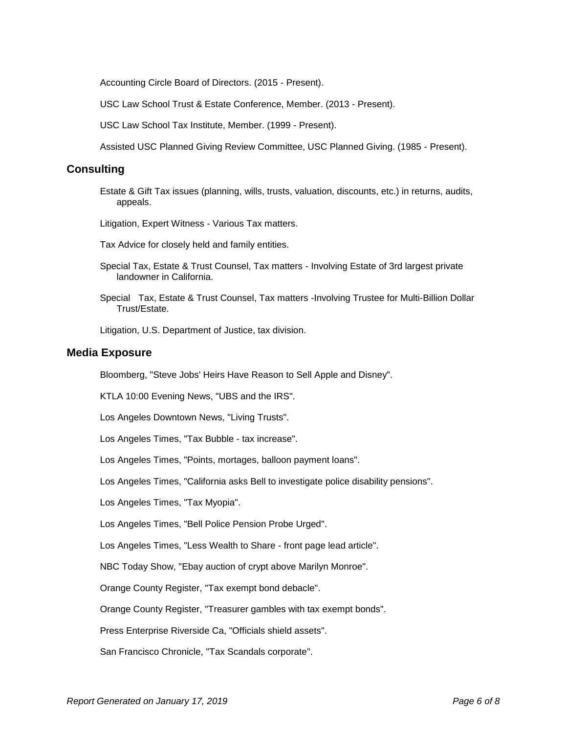Accounting Circle Board of Directors. (2015 - Present).

USC Law School Trust & Estate Conference, Member. (2013 - Present).

USC Law School Tax Institute, Member. (1999 - Present).

Assisted USC Planned Giving Review Committee, USC Planned Giving. (1985 - Present).

## Consulting

Estate & Gift Tax issues (planning, wills, trusts, valuation, discounts, etc.) in returns, audits, appeals.

Litigation, Expert Witness - Various Tax matters.

Tax Advice for closely held and family entities.

Special Tax, Estate & Trust Counsel, Tax matters - Involving Estate of 3rd largest private landowner in California.

Special Tax, Estate & Trust Counsel, Tax matters -Involving Trustee for Multi-Billion Dollar Trust/Estate.

Litigation, U.S. Department of Justice, tax division.

## Media Exposure

Bloomberg, "Steve Jobs' Heirs Have Reason to Sell Apple and Disney".

KTLA 10:00 Evening News, "UBS and the IRS".

Los Angeles Downtown News, "Living Trusts".

Los Angeles Times, "Tax Bubble - tax increase".

Los Angeles Times, "Points, mortages, balloon payment loans".

Los Angeles Times, "California asks Bell to investigate police disability pensions".

Los Angeles Times, "Tax Myopia".

Los Angeles Times, "Bell Police Pension Probe Urged".

Los Angeles Times, "Less Wealth to Share - front page lead article".

NBC Today Show, "Ebay auction of crypt above Marilyn Monroe".

Orange County Register, "Tax exempt bond debacle".

Orange County Register, "Treasurer gambles with tax exempt bonds".

Press Enterprise Riverside Ca, "Officials shield assets".

San Francisco Chronicle, "Tax Scandals corporate".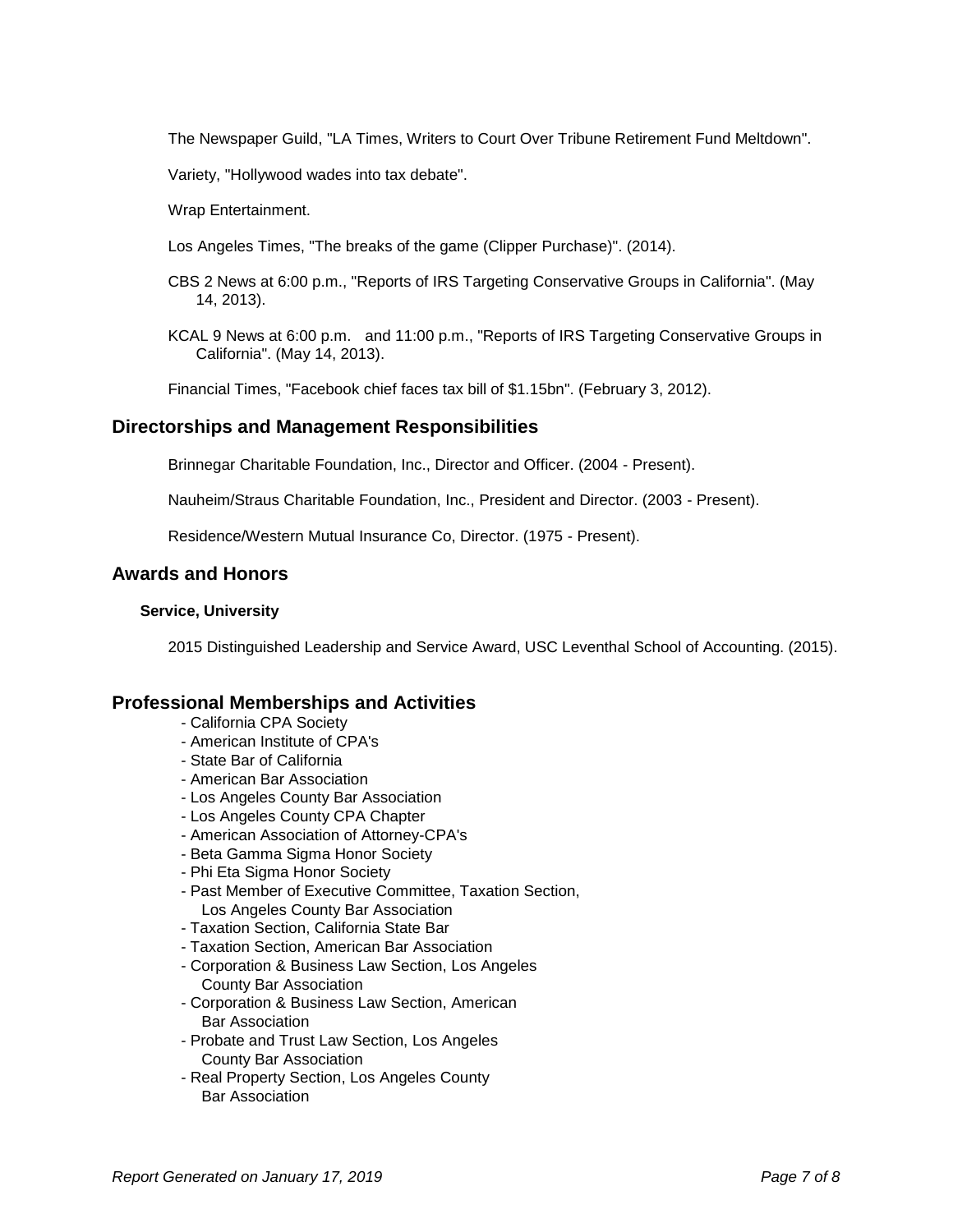The Newspaper Guild, "LA Times, Writers to Court Over Tribune Retirement Fund Meltdown".

Variety, "Hollywood wades into tax debate".

Wrap Entertainment.

Los Angeles Times, "The breaks of the game (Clipper Purchase)". (2014).

CBS 2 News at 6:00 p.m., "Reports of IRS Targeting Conservative Groups in California". (May 14, 2013).

KCAL 9 News at 6:00 p.m. and 11:00 p.m., "Reports of IRS Targeting Conservative Groups in California". (May 14, 2013).

Financial Times, "Facebook chief faces tax bill of $1.15bn". (February 3, 2012).

## Directorships and Management Responsibilities

Brinnegar Charitable Foundation, Inc., Director and Officer. (2004 - Present).

Nauheim/Straus Charitable Foundation, Inc., President and Director. (2003 - Present).

Residence/Western Mutual Insurance Co, Director. (1975 - Present).

## Awards and Honors

### Service, University

2015 Distinguished Leadership and Service Award, USC Leventhal School of Accounting. (2015).

## Professional Memberships and Activities

- California CPA Society
- American Institute of CPA's
- State Bar of California
- American Bar Association
- Los Angeles County Bar Association
- Los Angeles County CPA Chapter
- American Association of Attorney-CPA's
- Beta Gamma Sigma Honor Society
- Phi Eta Sigma Honor Society
- Past Member of Executive Committee, Taxation Section, Los Angeles County Bar Association
- Taxation Section, California State Bar
- Taxation Section, American Bar Association
- Corporation & Business Law Section, Los Angeles County Bar Association
- Corporation & Business Law Section, American Bar Association
- Probate and Trust Law Section, Los Angeles County Bar Association
- Real Property Section, Los Angeles County Bar Association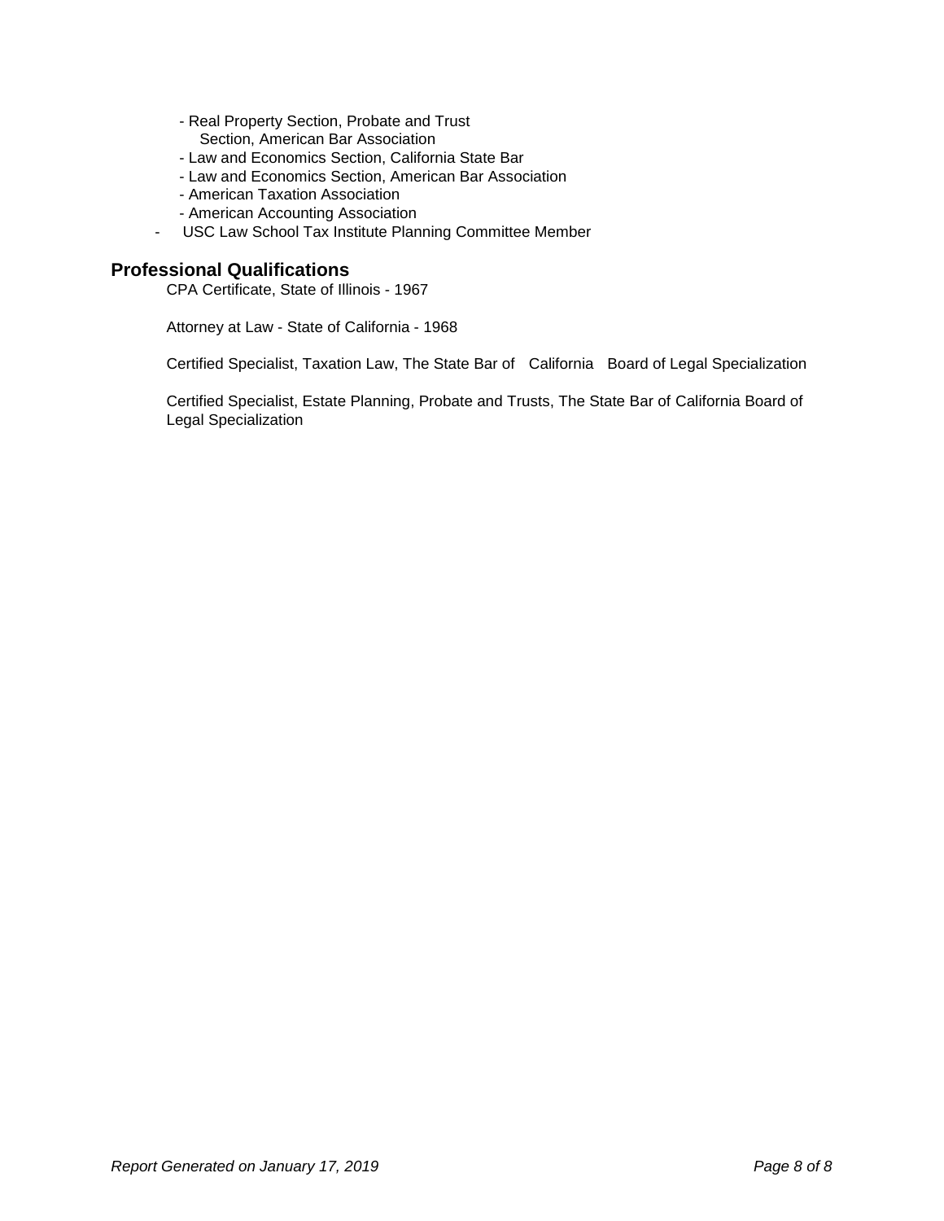- Real Property Section, Probate and Trust Section, American Bar Association
- Law and Economics Section, California State Bar
- Law and Economics Section, American Bar Association
- American Taxation Association
- American Accounting Association

- USC Law School Tax Institute Planning Committee Member

## Professional Qualifications

CPA Certificate, State of Illinois - 1967

Attorney at Law - State of California - 1968

Certified Specialist, Taxation Law, The State Bar of California Board of Legal Specialization

Certified Specialist, Estate Planning, Probate and Trusts, The State Bar of California Board of Legal Specialization